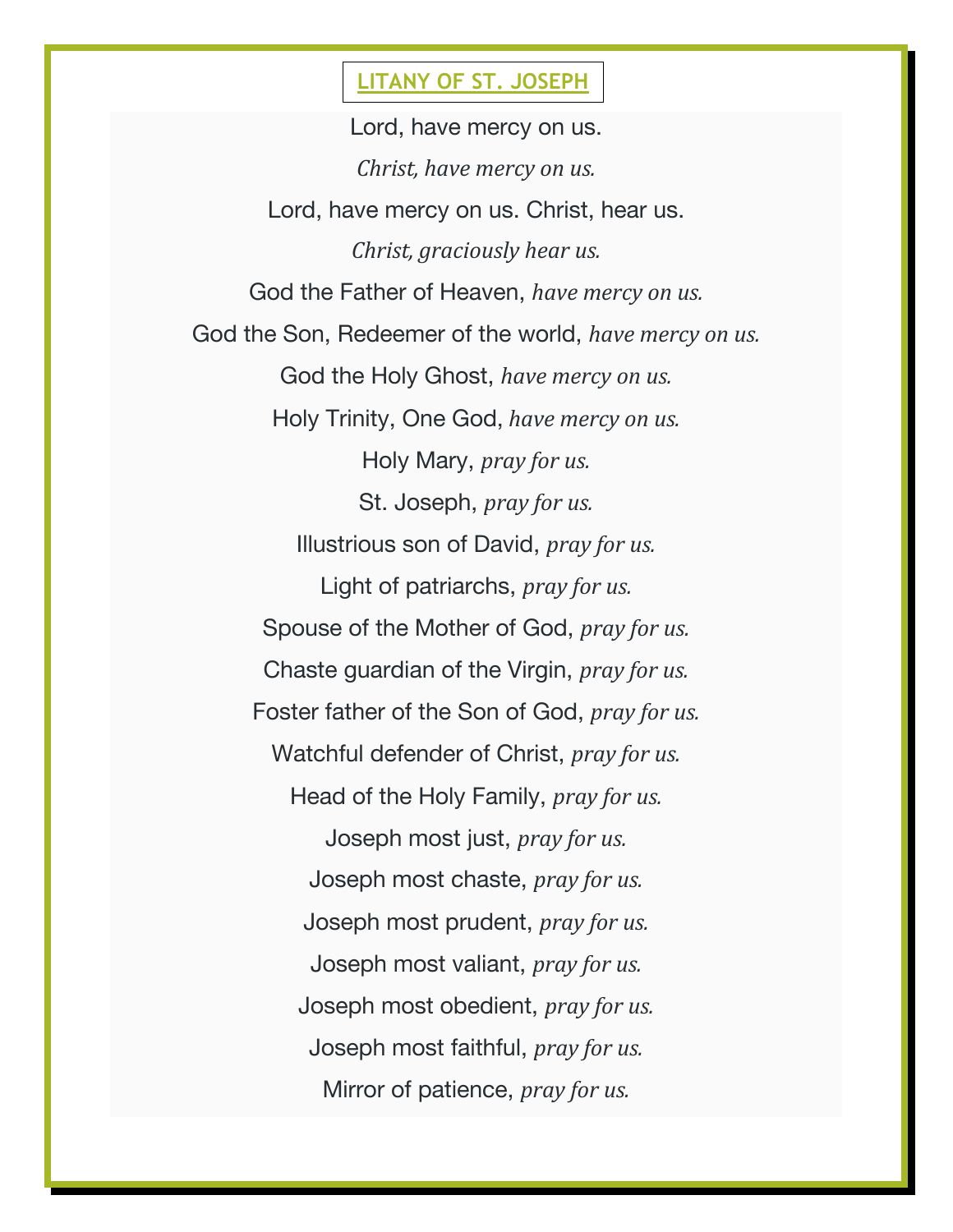# LITANY OF ST. JOSEPH

Lord, have mercy on us.

*Christ, have mercy on us.*

Lord, have mercy on us. Christ, hear us.

*Christ, graciously hear us.*

God the Father of Heaven, *have mercy on us.*

God the Son, Redeemer of the world, *have mercy on us.*

God the Holy Ghost, *have mercy on us.*

Holy Trinity, One God, *have mercy on us.*

Holy Mary, *pray for us.*

St. Joseph, *pray for us.*

Illustrious son of David, *pray for us.*

Light of patriarchs, *pray for us.*

Spouse of the Mother of God, *pray for us.*

Chaste guardian of the Virgin, *pray for us.*

Foster father of the Son of God, *pray for us.*

Watchful defender of Christ, *pray for us.*

Head of the Holy Family, *pray for us.*

Joseph most just, *pray for us.*

Joseph most chaste, *pray for us.*

Joseph most prudent, *pray for us.*

Joseph most valiant, *pray for us.*

Joseph most obedient, *pray for us.*

Joseph most faithful, *pray for us.*

Mirror of patience, *pray for us.*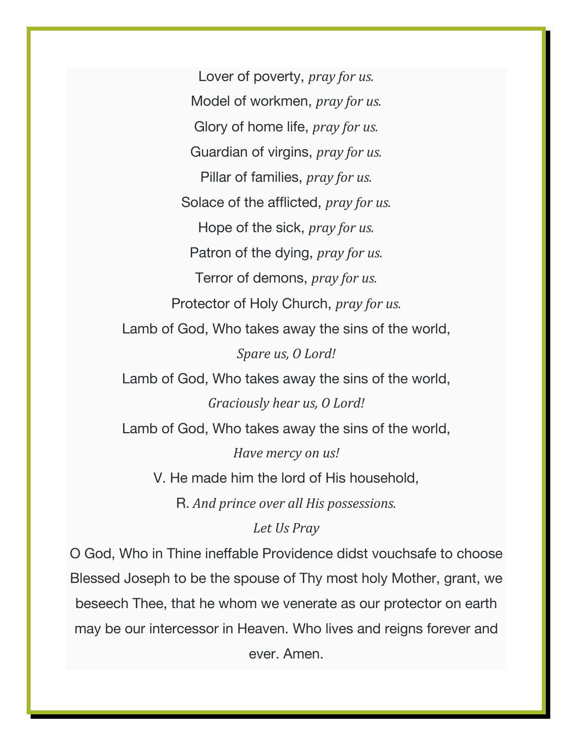Lover of poverty, *pray for us.*

Model of workmen, *pray for us.*

Glory of home life, *pray for us.*

Guardian of virgins, *pray for us.*

Pillar of families, *pray for us.*

Solace of the afflicted, *pray for us.*

Hope of the sick, *pray for us.*

Patron of the dying, *pray for us.*

Terror of demons, *pray for us.*

Protector of Holy Church, *pray for us.*

Lamb of God, Who takes away the sins of the world,

*Spare us, O Lord!*

Lamb of God, Who takes away the sins of the world,

*Graciously hear us, O Lord!*

Lamb of God, Who takes away the sins of the world,

*Have mercy on us!*

V. He made him the lord of His household,

R. *And prince over all His possessions.*

*Let Us Pray*

O God, Who in Thine ineffable Providence didst vouchsafe to choose Blessed Joseph to be the spouse of Thy most holy Mother, grant, we beseech Thee, that he whom we venerate as our protector on earth may be our intercessor in Heaven. Who lives and reigns forever and ever. Amen.